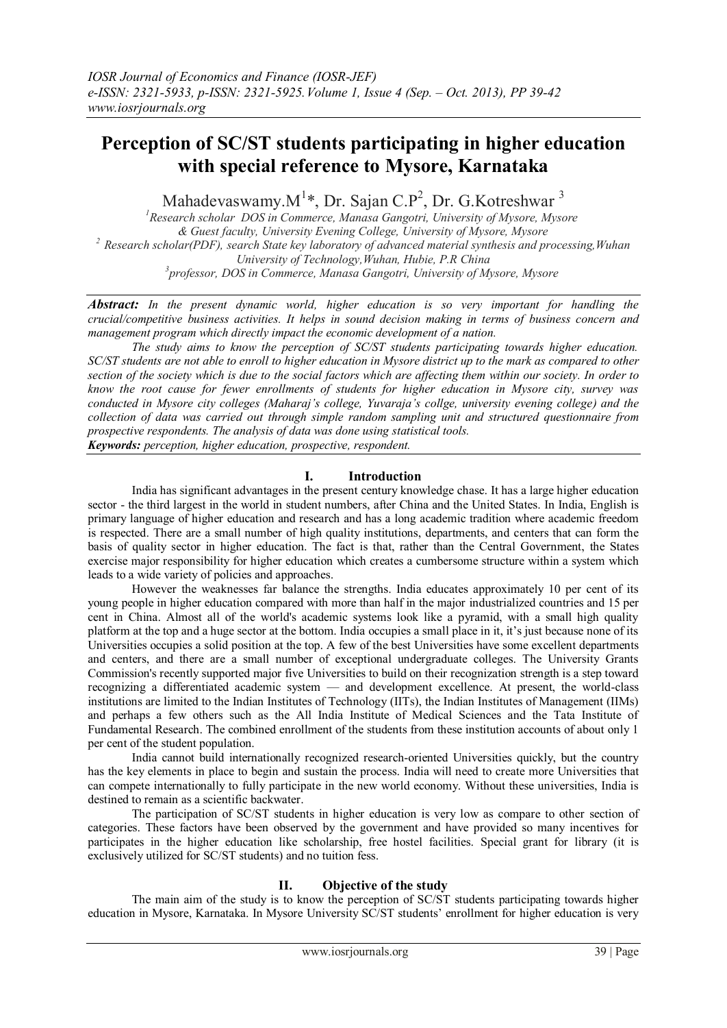# Perception of SC/ST students participating in higher education with special reference to Mysore, Karnataka

Mahadevaswamy.M[1]*, Dr. Sajan C.P[2], Dr. G.Kotreshwar [3]

[1]Research scholar DOS in Commerce, Manasa Gangotri, University of Mysore, Mysore & Guest faculty, University Evening College, University of Mysore, Mysore
[2] Research scholar(PDF), search State key laboratory of advanced material synthesis and processing,Wuhan University of Technology,Wuhan, Hubie, P.R China
[3]professor, DOS in Commerce, Manasa Gangotri, University of Mysore, Mysore

***Abstract:*** *In the present dynamic world, higher education is so very important for handling the crucial/competitive business activities. It helps in sound decision making in terms of business concern and management program which directly impact the economic development of a nation.*

*The study aims to know the perception of SC/ST students participating towards higher education. SC/ST students are not able to enroll to higher education in Mysore district up to the mark as compared to other section of the society which is due to the social factors which are affecting them within our society. In order to know the root cause for fewer enrollments of students for higher education in Mysore city, survey was conducted in Mysore city colleges (Maharaj's college, Yuvaraja's collge, university evening college) and the collection of data was carried out through simple random sampling unit and structured questionnaire from prospective respondents. The analysis of data was done using statistical tools.*

***Keywords:*** *perception, higher education, prospective, respondent.*

## I. Introduction

India has significant advantages in the present century knowledge chase. It has a large higher education sector - the third largest in the world in student numbers, after China and the United States. In India, English is primary language of higher education and research and has a long academic tradition where academic freedom is respected. There are a small number of high quality institutions, departments, and centers that can form the basis of quality sector in higher education. The fact is that, rather than the Central Government, the States exercise major responsibility for higher education which creates a cumbersome structure within a system which leads to a wide variety of policies and approaches.

However the weaknesses far balance the strengths. India educates approximately 10 per cent of its young people in higher education compared with more than half in the major industrialized countries and 15 per cent in China. Almost all of the world's academic systems look like a pyramid, with a small high quality platform at the top and a huge sector at the bottom. India occupies a small place in it, it's just because none of its Universities occupies a solid position at the top. A few of the best Universities have some excellent departments and centers, and there are a small number of exceptional undergraduate colleges. The University Grants Commission's recently supported major five Universities to build on their recognization strength is a step toward recognizing a differentiated academic system — and development excellence. At present, the world-class institutions are limited to the Indian Institutes of Technology (IITs), the Indian Institutes of Management (IIMs) and perhaps a few others such as the All India Institute of Medical Sciences and the Tata Institute of Fundamental Research. The combined enrollment of the students from these institution accounts of about only 1 per cent of the student population.

India cannot build internationally recognized research-oriented Universities quickly, but the country has the key elements in place to begin and sustain the process. India will need to create more Universities that can compete internationally to fully participate in the new world economy. Without these universities, India is destined to remain as a scientific backwater.

The participation of SC/ST students in higher education is very low as compare to other section of categories. These factors have been observed by the government and have provided so many incentives for participates in the higher education like scholarship, free hostel facilities. Special grant for library (it is exclusively utilized for SC/ST students) and no tuition fess.

## II. Objective of the study

The main aim of the study is to know the perception of SC/ST students participating towards higher education in Mysore, Karnataka. In Mysore University SC/ST students' enrollment for higher education is very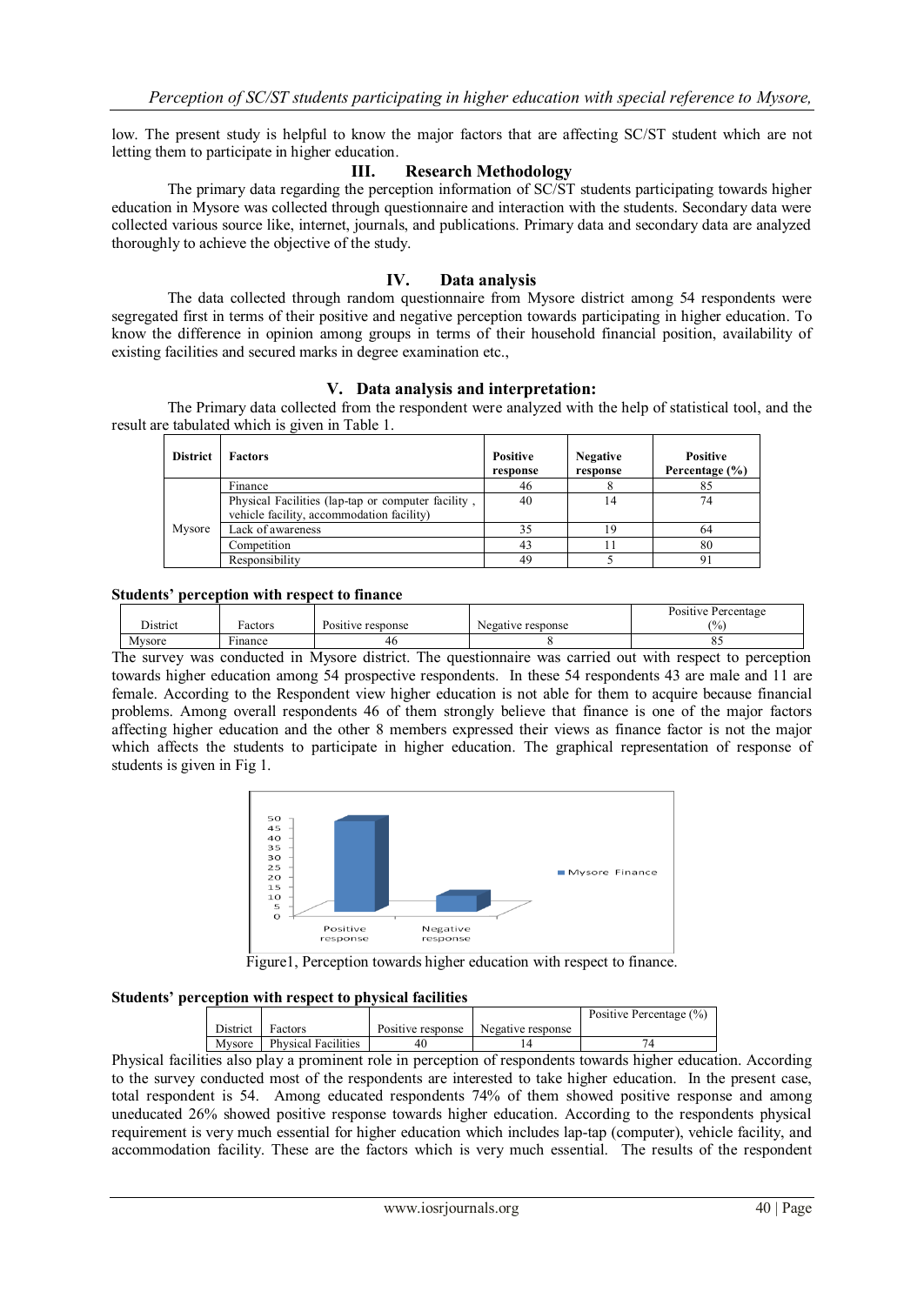low. The present study is helpful to know the major factors that are affecting SC/ST student which are not letting them to participate in higher education.

## III. Research Methodology

The primary data regarding the perception information of SC/ST students participating towards higher education in Mysore was collected through questionnaire and interaction with the students. Secondary data were collected various source like, internet, journals, and publications. Primary data and secondary data are analyzed thoroughly to achieve the objective of the study.

## IV. Data analysis

The data collected through random questionnaire from Mysore district among 54 respondents were segregated first in terms of their positive and negative perception towards participating in higher education. To know the difference in opinion among groups in terms of their household financial position, availability of existing facilities and secured marks in degree examination etc.,

## V. Data analysis and interpretation:

The Primary data collected from the respondent were analyzed with the help of statistical tool, and the result are tabulated which is given in Table 1.

| District | Factors | Positive response | Negative response | Positive Percentage (%) |
|---|---|---|---|---|
| Mysore | Finance | 46 | 8 | 85 |
| | Physical Facilities (lap-tap or computer facility , vehicle facility, accommodation facility) | 40 | 14 | 74 |
| | Lack of awareness | 35 | 19 | 64 |
| | Competition | 43 | 11 | 80 |
| | Responsibility | 49 | 5 | 91 |

**Students' perception with respect to finance**

| District | Factors | Positive response | Negative response | Positive Percentage (%) |
|---|---|---|---|---|
| Mysore | Finance | 46 | 8 | 85 |

The survey was conducted in Mysore district. The questionnaire was carried out with respect to perception towards higher education among 54 prospective respondents. In these 54 respondents 43 are male and 11 are female. According to the Respondent view higher education is not able for them to acquire because financial problems. Among overall respondents 46 of them strongly believe that finance is one of the major factors affecting higher education and the other 8 members expressed their views as finance factor is not the major which affects the students to participate in higher education. The graphical representation of response of students is given in Fig 1.

Figure1, Perception towards higher education with respect to finance.

**Students' perception with respect to physical facilities**

| District | Factors | Positive response | Negative response | Positive Percentage (%) |
|---|---|---|---|---|
| Mysore | Physical Facilities | 40 | 14 | 74 |

Physical facilities also play a prominent role in perception of respondents towards higher education. According to the survey conducted most of the respondents are interested to take higher education. In the present case, total respondent is 54. Among educated respondents 74% of them showed positive response and among uneducated 26% showed positive response towards higher education. According to the respondents physical requirement is very much essential for higher education which includes lap-tap (computer), vehicle facility, and accommodation facility. These are the factors which is very much essential. The results of the respondent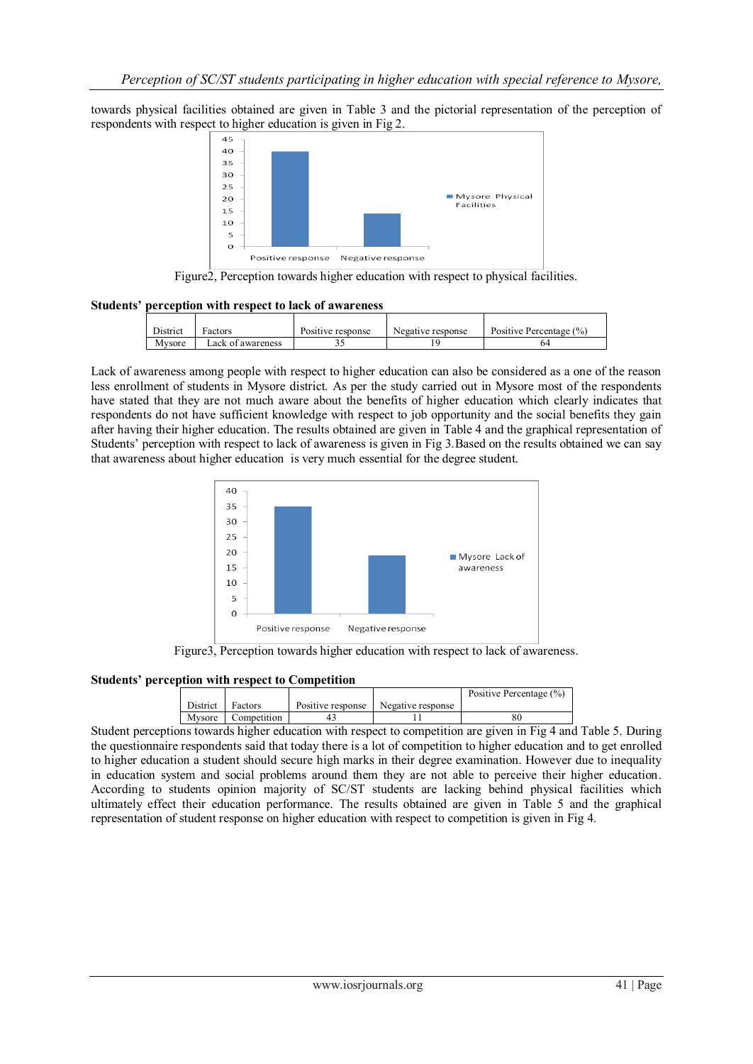towards physical facilities obtained are given in Table 3 and the pictorial representation of the perception of respondents with respect to higher education is given in Fig 2.

Figure2, Perception towards higher education with respect to physical facilities.

**Students' perception with respect to lack of awareness**

| District | Factors | Positive response | Negative response | Positive Percentage (%) |
|---|---|---|---|---|
| Mysore | Lack of awareness | 35 | 19 | 64 |

Lack of awareness among people with respect to higher education can also be considered as a one of the reason less enrollment of students in Mysore district. As per the study carried out in Mysore most of the respondents have stated that they are not much aware about the benefits of higher education which clearly indicates that respondents do not have sufficient knowledge with respect to job opportunity and the social benefits they gain after having their higher education. The results obtained are given in Table 4 and the graphical representation of Students' perception with respect to lack of awareness is given in Fig 3.Based on the results obtained we can say that awareness about higher education is very much essential for the degree student.

Figure3, Perception towards higher education with respect to lack of awareness.

**Students' perception with respect to Competition**

| District | Factors | Positive response | Negative response | Positive Percentage (%) |
|---|---|---|---|---|
| Mysore | Competition | 43 | 11 | 80 |

Student perceptions towards higher education with respect to competition are given in Fig 4 and Table 5. During the questionnaire respondents said that today there is a lot of competition to higher education and to get enrolled to higher education a student should secure high marks in their degree examination. However due to inequality in education system and social problems around them they are not able to perceive their higher education. According to students opinion majority of SC/ST students are lacking behind physical facilities which ultimately effect their education performance. The results obtained are given in Table 5 and the graphical representation of student response on higher education with respect to competition is given in Fig 4.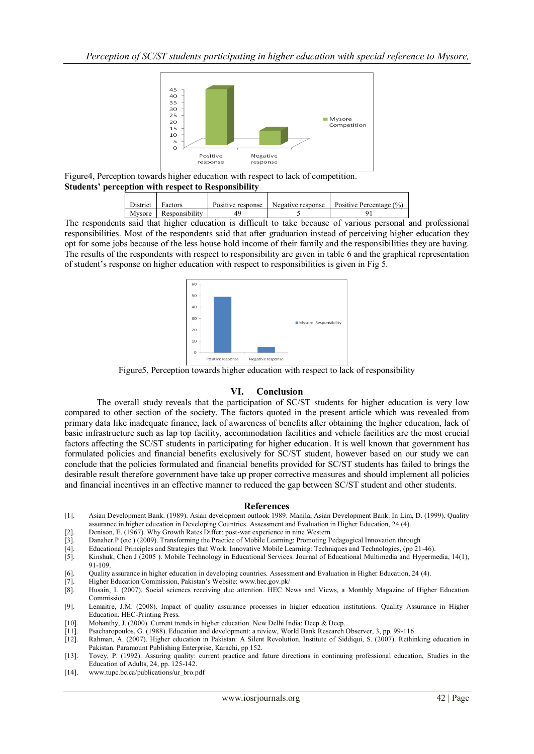45
40
35
30
25
20
15
10
5
0

Positive response

Negative response

Mysore Competition

Figure4, Perception towards higher education with respect to lack of competition.

**Students' perception with respect to Responsibility**

| District | Factors | Positive response | Negative response | Positive Percentage (%) |
|---|---|---|---|---|
| Mysore | Responsibility | 49 | 5 | 91 |

The respondents said that higher education is difficult to take because of various personal and professional responsibilities. Most of the respondents said that after graduation instead of perceiving higher education they opt for some jobs because of the less house hold income of their family and the responsibilities they are having. The results of the respondents with respect to responsibility are given in table 6 and the graphical representation of student's response on higher education with respect to responsibilities is given in Fig 5.

60
50
40
30
20
10
0

Positive response

Negative response

Mysore Responsibility

Figure5, Perception towards higher education with respect to lack of responsibility

## VI. Conclusion

The overall study reveals that the participation of SC/ST students for higher education is very low compared to other section of the society. The factors quoted in the present article which was revealed from primary data like inadequate finance, lack of awareness of benefits after obtaining the higher education, lack of basic infrastructure such as lap top facility, accommodation facilities and vehicle facilities are the most crucial factors affecting the SC/ST students in participating for higher education. It is well known that government has formulated policies and financial benefits exclusively for SC/ST student, however based on our study we can conclude that the policies formulated and financial benefits provided for SC/ST students has failed to brings the desirable result therefore government have take up proper corrective measures and should implement all policies and financial incentives in an effective manner to reduced the gap between SC/ST student and other students.

## References

[1]. Asian Development Bank. (1989). Asian development outlook 1989. Manila, Asian Development Bank. In Lim, D. (1999). Quality assurance in higher education in Developing Countries. Assessment and Evaluation in Higher Education, 24 (4).

[2]. Denison, E. (1967). Why Growth Rates Differ: post-war experience in nine Western

[3]. Danaher.P (etc ) (2009). Transforming the Practice of Mobile Learning: Promoting Pedagogical Innovation through

[4]. Educational Principles and Strategies that Work. Innovative Mobile Learning: Techniques and Technologies, (pp 21-46).

[5]. Kinshuk, Chen J (2005 ). Mobile Technology in Educational Services. Journal of Educational Multimedia and Hypermedia, 14(1), 91-109.

[6]. Quality assurance in higher education in developing countries. Assessment and Evaluation in Higher Education, 24 (4).

[7]. Higher Education Commission, Pakistan's Website: www.hec.gov.pk/

[8]. Husain, I. (2007). Social sciences receiving due attention. HEC News and Views, a Monthly Magazine of Higher Education Commission.

[9]. Lemaitre, J.M. (2008). Impact of quality assurance processes in higher education institutions. Quality Assurance in Higher Education. HEC-Printing Press.

[10]. Mohanthy, J. (2000). Current trends in higher education. New Delhi India: Deep & Deep.

[11]. Psacharopoulos, G. (1988). Education and development: a review, World Bank Research Observer, 3, pp. 99-116.

[12]. Rahman, A. (2007). Higher education in Pakistan: A Silent Revolution. Institute of Siddiqui, S. (2007). Rethinking education in Pakistan. Paramount Publishing Enterprise, Karachi, pp 152.

[13]. Tovey, P. (1992). Assuring quality: current practice and future directions in continuing professional education, Studies in the Education of Adults, 24, pp. 125-142.

[14]. www.tupc.bc.ca/publications/ur_bro.pdf